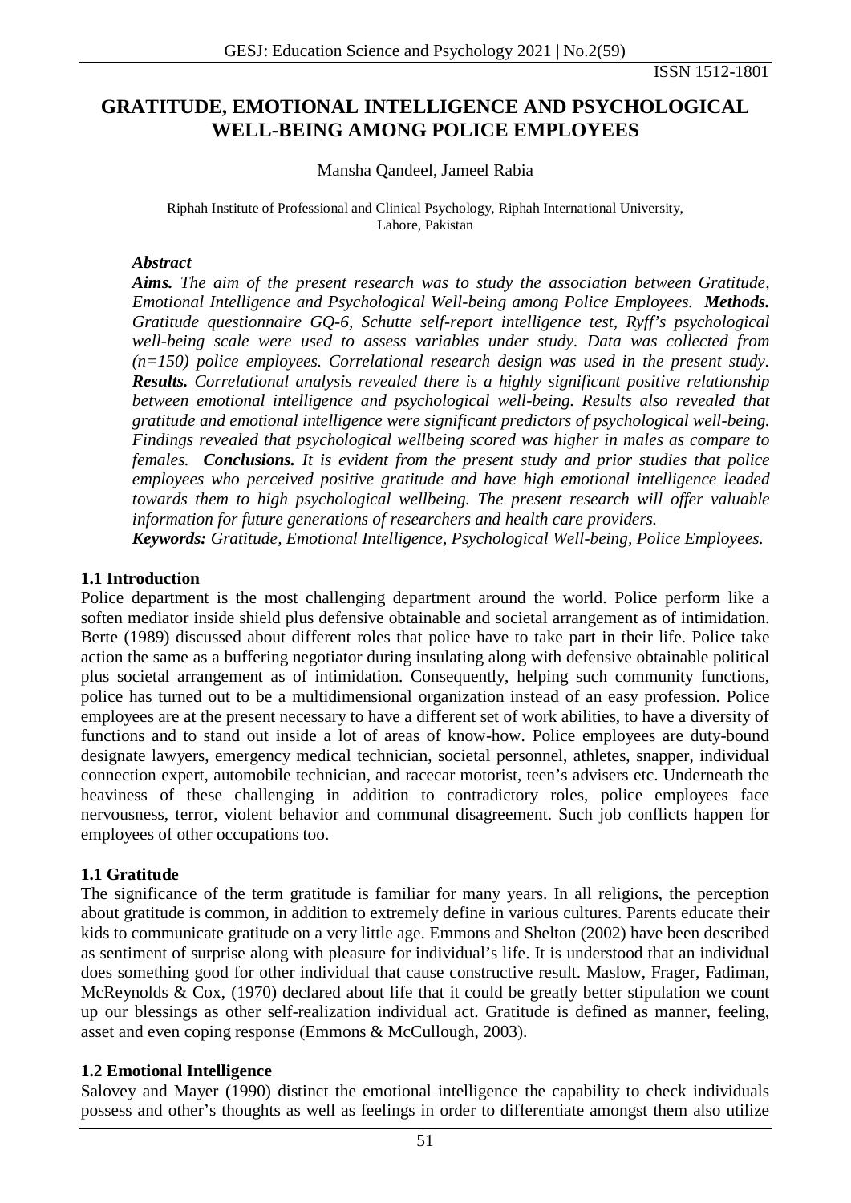ISSN 1512-1801

# GRATITUDE, EMOTIONAL INTELLIGENCE AND PSYCHOLOGICAL WELL-BEING AMONG POLICE EMPLOYEES

Mansha Qandeel, Jameel Rabia

Riphah Institute of Professional and Clinical Psychology, Riphah International University, Lahore, Pakistan

### *Abstract*

***Aims.*** *The aim of the present research was to study the association between Gratitude, Emotional Intelligence and Psychological Well-being among Police Employees.* ***Methods.*** *Gratitude questionnaire GQ-6, Schutte self-report intelligence test, Ryff's psychological well-being scale were used to assess variables under study. Data was collected from (n=150) police employees. Correlational research design was used in the present study.* ***Results.*** *Correlational analysis revealed there is a highly significant positive relationship between emotional intelligence and psychological well-being. Results also revealed that gratitude and emotional intelligence were significant predictors of psychological well-being. Findings revealed that psychological wellbeing scored was higher in males as compare to females.* ***Conclusions.*** *It is evident from the present study and prior studies that police employees who perceived positive gratitude and have high emotional intelligence leaded towards them to high psychological wellbeing. The present research will offer valuable information for future generations of researchers and health care providers.*

***Keywords:*** *Gratitude, Emotional Intelligence, Psychological Well-being, Police Employees.*

## 1.1 Introduction

Police department is the most challenging department around the world. Police perform like a soften mediator inside shield plus defensive obtainable and societal arrangement as of intimidation. Berte (1989) discussed about different roles that police have to take part in their life. Police take action the same as a buffering negotiator during insulating along with defensive obtainable political plus societal arrangement as of intimidation. Consequently, helping such community functions, police has turned out to be a multidimensional organization instead of an easy profession. Police employees are at the present necessary to have a different set of work abilities, to have a diversity of functions and to stand out inside a lot of areas of know-how. Police employees are duty-bound designate lawyers, emergency medical technician, societal personnel, athletes, snapper, individual connection expert, automobile technician, and racecar motorist, teen's advisers etc. Underneath the heaviness of these challenging in addition to contradictory roles, police employees face nervousness, terror, violent behavior and communal disagreement. Such job conflicts happen for employees of other occupations too.

## 1.1 Gratitude

The significance of the term gratitude is familiar for many years. In all religions, the perception about gratitude is common, in addition to extremely define in various cultures. Parents educate their kids to communicate gratitude on a very little age. Emmons and Shelton (2002) have been described as sentiment of surprise along with pleasure for individual's life. It is understood that an individual does something good for other individual that cause constructive result. Maslow, Frager, Fadiman, McReynolds & Cox, (1970) declared about life that it could be greatly better stipulation we count up our blessings as other self-realization individual act. Gratitude is defined as manner, feeling, asset and even coping response (Emmons & McCullough, 2003).

## 1.2 Emotional Intelligence

Salovey and Mayer (1990) distinct the emotional intelligence the capability to check individuals possess and other's thoughts as well as feelings in order to differentiate amongst them also utilize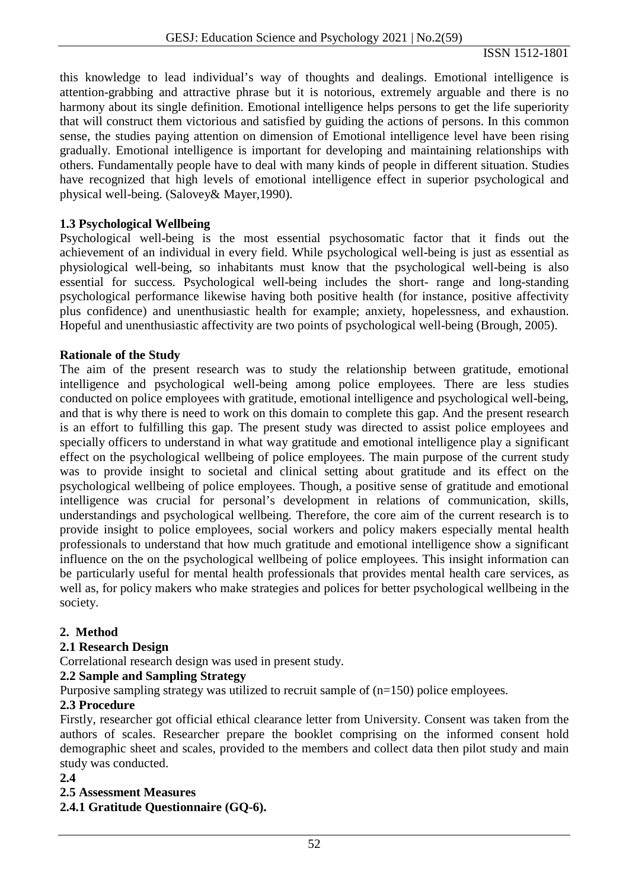this knowledge to lead individual's way of thoughts and dealings. Emotional intelligence is attention-grabbing and attractive phrase but it is notorious, extremely arguable and there is no harmony about its single definition. Emotional intelligence helps persons to get the life superiority that will construct them victorious and satisfied by guiding the actions of persons. In this common sense, the studies paying attention on dimension of Emotional intelligence level have been rising gradually. Emotional intelligence is important for developing and maintaining relationships with others. Fundamentally people have to deal with many kinds of people in different situation. Studies have recognized that high levels of emotional intelligence effect in superior psychological and physical well-being. (Salovey& Mayer,1990).

### 1.3 Psychological Wellbeing

Psychological well-being is the most essential psychosomatic factor that it finds out the achievement of an individual in every field. While psychological well-being is just as essential as physiological well-being, so inhabitants must know that the psychological well-being is also essential for success. Psychological well-being includes the short- range and long-standing psychological performance likewise having both positive health (for instance, positive affectivity plus confidence) and unenthusiastic health for example; anxiety, hopelessness, and exhaustion. Hopeful and unenthusiastic affectivity are two points of psychological well-being (Brough, 2005).

### Rationale of the Study

The aim of the present research was to study the relationship between gratitude, emotional intelligence and psychological well-being among police employees. There are less studies conducted on police employees with gratitude, emotional intelligence and psychological well-being, and that is why there is need to work on this domain to complete this gap. And the present research is an effort to fulfilling this gap. The present study was directed to assist police employees and specially officers to understand in what way gratitude and emotional intelligence play a significant effect on the psychological wellbeing of police employees. The main purpose of the current study was to provide insight to societal and clinical setting about gratitude and its effect on the psychological wellbeing of police employees. Though, a positive sense of gratitude and emotional intelligence was crucial for personal's development in relations of communication, skills, understandings and psychological wellbeing. Therefore, the core aim of the current research is to provide insight to police employees, social workers and policy makers especially mental health professionals to understand that how much gratitude and emotional intelligence show a significant influence on the on the psychological wellbeing of police employees. This insight information can be particularly useful for mental health professionals that provides mental health care services, as well as, for policy makers who make strategies and polices for better psychological wellbeing in the society.

## 2. Method

### 2.1 Research Design

Correlational research design was used in present study.

### 2.2 Sample and Sampling Strategy

Purposive sampling strategy was utilized to recruit sample of (n=150) police employees.

### 2.3 Procedure

Firstly, researcher got official ethical clearance letter from University. Consent was taken from the authors of scales. Researcher prepare the booklet comprising on the informed consent hold demographic sheet and scales, provided to the members and collect data then pilot study and main study was conducted.

### 2.4

### 2.5 Assessment Measures

#### 2.4.1 Gratitude Questionnaire (GQ-6).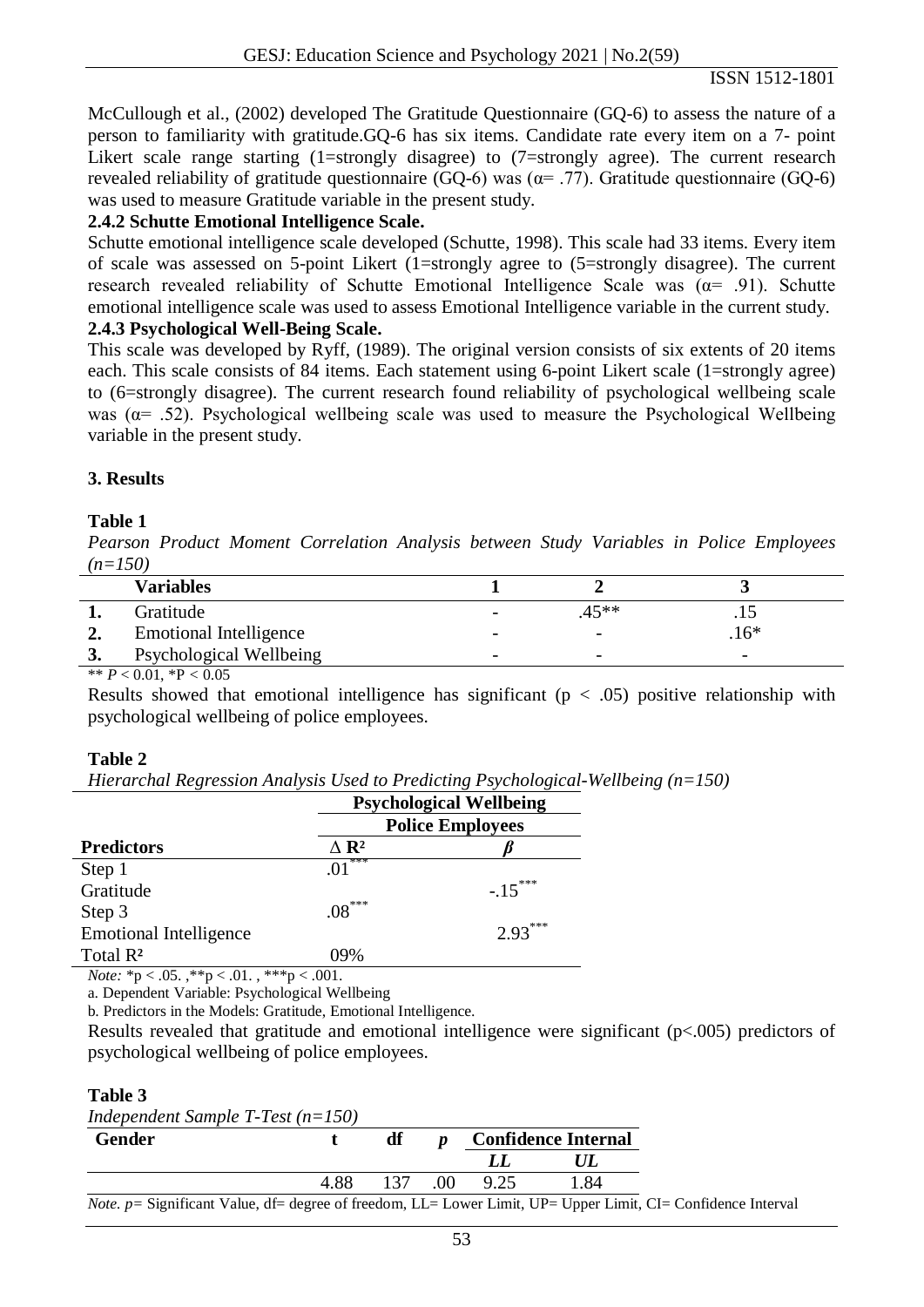McCullough et al., (2002) developed The Gratitude Questionnaire (GQ-6) to assess the nature of a person to familiarity with gratitude.GQ-6 has six items. Candidate rate every item on a 7- point Likert scale range starting (1=strongly disagree) to (7=strongly agree). The current research revealed reliability of gratitude questionnaire (GQ-6) was (α= .77). Gratitude questionnaire (GQ-6) was used to measure Gratitude variable in the present study.

**2.4.2 Schutte Emotional Intelligence Scale.**

Schutte emotional intelligence scale developed (Schutte, 1998). This scale had 33 items. Every item of scale was assessed on 5-point Likert (1=strongly agree to (5=strongly disagree). The current research revealed reliability of Schutte Emotional Intelligence Scale was (α= .91). Schutte emotional intelligence scale was used to assess Emotional Intelligence variable in the current study.

**2.4.3 Psychological Well-Being Scale.**

This scale was developed by Ryff, (1989). The original version consists of six extents of 20 items each. This scale consists of 84 items. Each statement using 6-point Likert scale (1=strongly agree) to (6=strongly disagree). The current research found reliability of psychological wellbeing scale was (α= .52). Psychological wellbeing scale was used to measure the Psychological Wellbeing variable in the present study.

## 3. Results

**Table 1**

*Pearson Product Moment Correlation Analysis between Study Variables in Police Employees (n=150)*

| | Variables | 1 | 2 | 3 |
|---|---|---|---|---|
| **1.** | Gratitude | - | .45** | .15 |
| **2.** | Emotional Intelligence | - | - | .16* |
| **3.** | Psychological Wellbeing | - | - | - |

** $P < 0.01$, *$P < 0.05$

Results showed that emotional intelligence has significant ($p < .05$) positive relationship with psychological wellbeing of police employees.

**Table 2**

*Hierarchal Regression Analysis Used to Predicting Psychological-Wellbeing (n=150)*

| | Psychological Wellbeing | |
|---|---|---|
| | Police Employees | |
| **Predictors** | $\Delta R^2$ | $\beta$ |
| Step 1 | .01*** | |
| Gratitude | | -.15*** |
| Step 3 | .08*** | |
| Emotional Intelligence | | 2.93*** |
| Total $R^2$ | 09% | |

*Note:* *$p < .05$. ,**$p < .01$. , ***$p < .001$.

a. Dependent Variable: Psychological Wellbeing

b. Predictors in the Models: Gratitude, Emotional Intelligence.

Results revealed that gratitude and emotional intelligence were significant ($p<.005$) predictors of psychological wellbeing of police employees.

**Table 3**

*Independent Sample T-Test (n=150)*

| Gender | t | df | *p* | Confidence Internal | |
|---|---|---|---|---|---|
| | | | | *LL* | *UL* |
| | 4.88 | 137 | .00 | 9.25 | 1.84 |

*Note.* *p*= Significant Value, df= degree of freedom, LL= Lower Limit, UP= Upper Limit, CI= Confidence Interval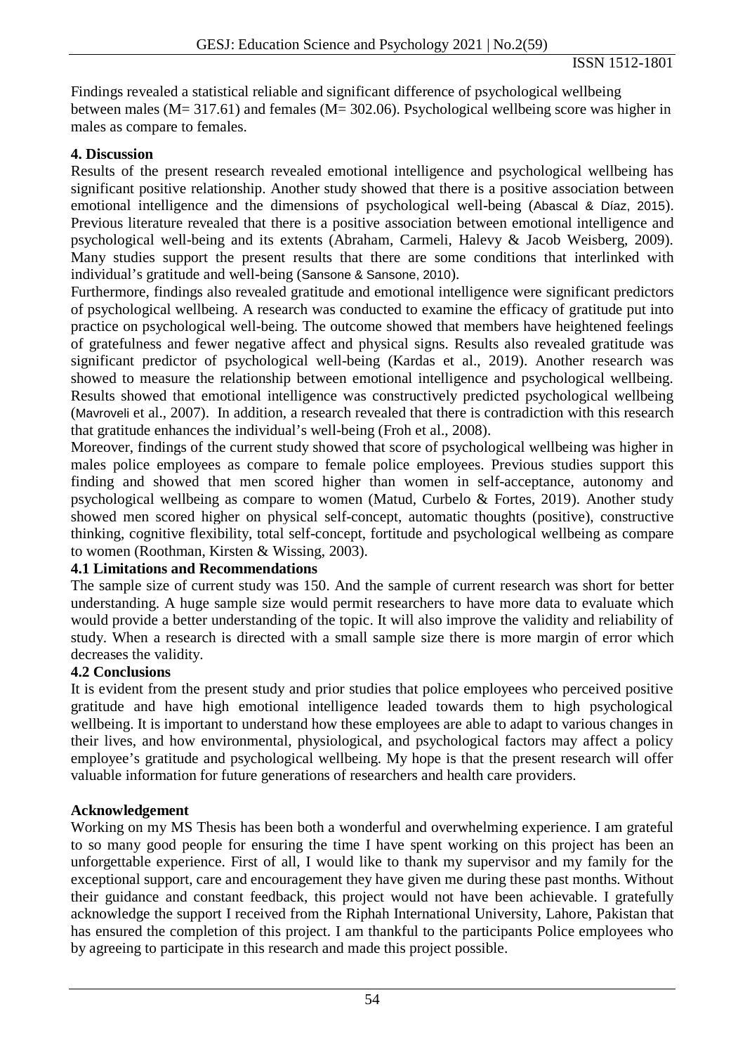Findings revealed a statistical reliable and significant difference of psychological wellbeing between males (M= 317.61) and females (M= 302.06). Psychological wellbeing score was higher in males as compare to females.

## 4. Discussion

Results of the present research revealed emotional intelligence and psychological wellbeing has significant positive relationship. Another study showed that there is a positive association between emotional intelligence and the dimensions of psychological well-being (Abascal & Díaz, 2015). Previous literature revealed that there is a positive association between emotional intelligence and psychological well-being and its extents (Abraham, Carmeli, Halevy & Jacob Weisberg, 2009). Many studies support the present results that there are some conditions that interlinked with individual's gratitude and well-being (Sansone & Sansone, 2010).

Furthermore, findings also revealed gratitude and emotional intelligence were significant predictors of psychological wellbeing. A research was conducted to examine the efficacy of gratitude put into practice on psychological well-being. The outcome showed that members have heightened feelings of gratefulness and fewer negative affect and physical signs. Results also revealed gratitude was significant predictor of psychological well-being (Kardas et al., 2019). Another research was showed to measure the relationship between emotional intelligence and psychological wellbeing. Results showed that emotional intelligence was constructively predicted psychological wellbeing (Mavroveli et al., 2007). In addition, a research revealed that there is contradiction with this research that gratitude enhances the individual's well-being (Froh et al., 2008).

Moreover, findings of the current study showed that score of psychological wellbeing was higher in males police employees as compare to female police employees. Previous studies support this finding and showed that men scored higher than women in self-acceptance, autonomy and psychological wellbeing as compare to women (Matud, Curbelo & Fortes, 2019). Another study showed men scored higher on physical self-concept, automatic thoughts (positive), constructive thinking, cognitive flexibility, total self-concept, fortitude and psychological wellbeing as compare to women (Roothman, Kirsten & Wissing, 2003).

### 4.1 Limitations and Recommendations

The sample size of current study was 150. And the sample of current research was short for better understanding. A huge sample size would permit researchers to have more data to evaluate which would provide a better understanding of the topic. It will also improve the validity and reliability of study. When a research is directed with a small sample size there is more margin of error which decreases the validity.

### 4.2 Conclusions

It is evident from the present study and prior studies that police employees who perceived positive gratitude and have high emotional intelligence leaded towards them to high psychological wellbeing. It is important to understand how these employees are able to adapt to various changes in their lives, and how environmental, physiological, and psychological factors may affect a policy employee's gratitude and psychological wellbeing. My hope is that the present research will offer valuable information for future generations of researchers and health care providers.

## Acknowledgement

Working on my MS Thesis has been both a wonderful and overwhelming experience. I am grateful to so many good people for ensuring the time I have spent working on this project has been an unforgettable experience. First of all, I would like to thank my supervisor and my family for the exceptional support, care and encouragement they have given me during these past months. Without their guidance and constant feedback, this project would not have been achievable. I gratefully acknowledge the support I received from the Riphah International University, Lahore, Pakistan that has ensured the completion of this project. I am thankful to the participants Police employees who by agreeing to participate in this research and made this project possible.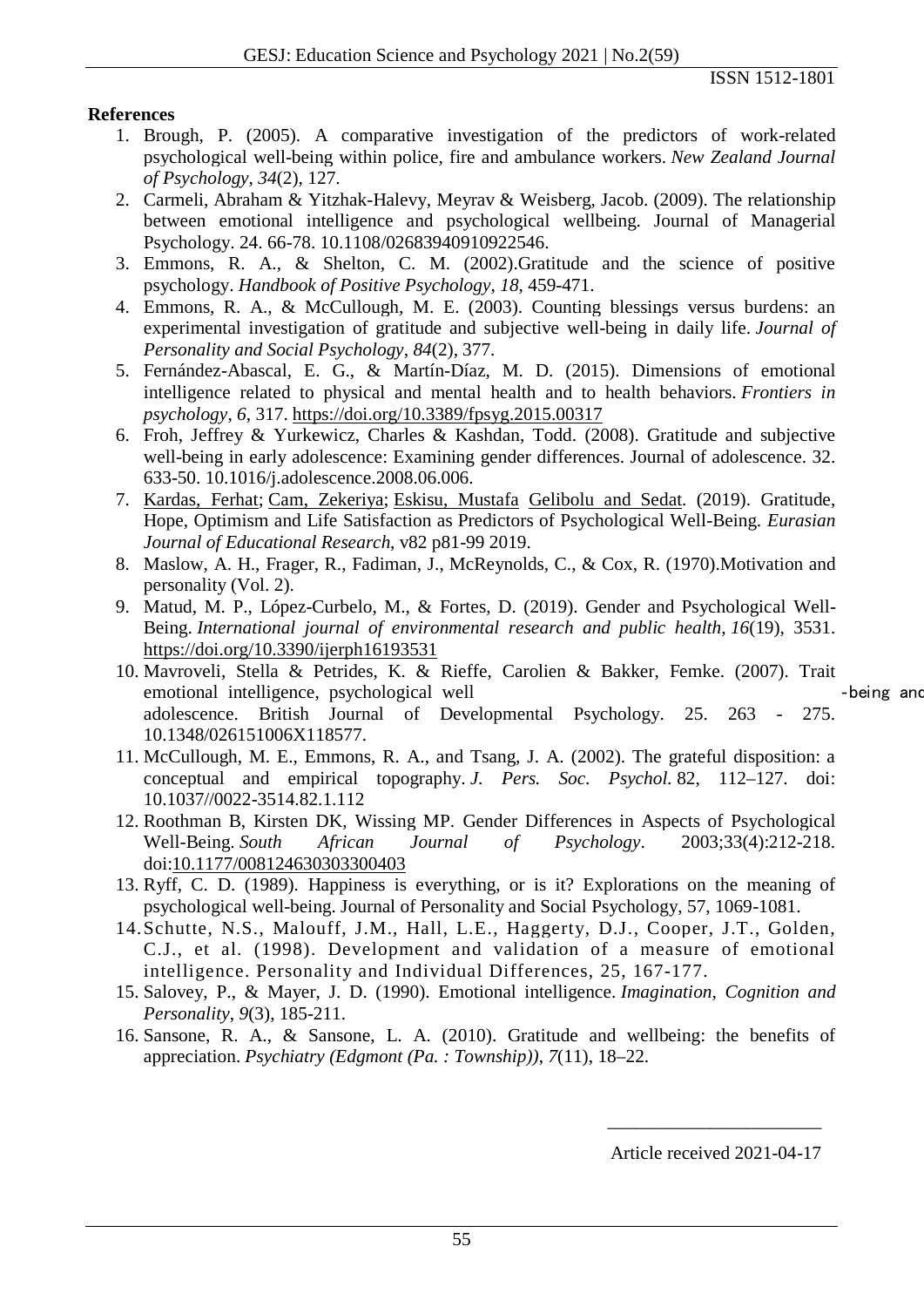**References**

1. Brough, P. (2005). A comparative investigation of the predictors of work-related psychological well-being within police, fire and ambulance workers. *New Zealand Journal of Psychology*, *34*(2), 127.
2. Carmeli, Abraham & Yitzhak-Halevy, Meyrav & Weisberg, Jacob. (2009). The relationship between emotional intelligence and psychological wellbeing. Journal of Managerial Psychology. 24. 66-78. 10.1108/02683940910922546.
3. Emmons, R. A., & Shelton, C. M. (2002).Gratitude and the science of positive psychology. *Handbook of Positive Psychology*, *18*, 459-471.
4. Emmons, R. A., & McCullough, M. E. (2003). Counting blessings versus burdens: an experimental investigation of gratitude and subjective well-being in daily life. *Journal of Personality and Social Psychology*, *84*(2), 377.
5. Fernández-Abascal, E. G., & Martín-Díaz, M. D. (2015). Dimensions of emotional intelligence related to physical and mental health and to health behaviors. *Frontiers in psychology*, *6*, 317. https://doi.org/10.3389/fpsyg.2015.00317
6. Froh, Jeffrey & Yurkewicz, Charles & Kashdan, Todd. (2008). Gratitude and subjective well-being in early adolescence: Examining gender differences. Journal of adolescence. 32. 633-50. 10.1016/j.adolescence.2008.06.006.
7. Kardas, Ferhat; Cam, Zekeriya; Eskisu, Mustafa Gelibolu and Sedat. (2019). Gratitude, Hope, Optimism and Life Satisfaction as Predictors of Psychological Well-Being. *Eurasian Journal of Educational Research*, v82 p81-99 2019.
8. Maslow, A. H., Frager, R., Fadiman, J., McReynolds, C., & Cox, R. (1970).Motivation and personality (Vol. 2).
9. Matud, M. P., López-Curbelo, M., & Fortes, D. (2019). Gender and Psychological Well-Being. *International journal of environmental research and public health*, *16*(19), 3531. https://doi.org/10.3390/ijerph16193531
10. Mavroveli, Stella & Petrides, K. & Rieffe, Carolien & Bakker, Femke. (2007). Trait emotional intelligence, psychological well -being and adolescence. British Journal of Developmental Psychology. 25. 263 - 275. 10.1348/026151006X118577.
11. McCullough, M. E., Emmons, R. A., and Tsang, J. A. (2002). The grateful disposition: a conceptual and empirical topography. *J. Pers. Soc. Psychol.* 82, 112–127. doi: 10.1037//0022-3514.82.1.112
12. Roothman B, Kirsten DK, Wissing MP. Gender Differences in Aspects of Psychological Well-Being. *South African Journal of Psychology*. 2003;33(4):212-218. doi:10.1177/008124630303300403
13. Ryff, C. D. (1989). Happiness is everything, or is it? Explorations on the meaning of psychological well-being. Journal of Personality and Social Psychology, 57, 1069-1081.
14. Schutte, N.S., Malouff, J.M., Hall, L.E., Haggerty, D.J., Cooper, J.T., Golden, C.J., et al. (1998). Development and validation of a measure of emotional intelligence. Personality and Individual Differences, 25, 167-177.
15. Salovey, P., & Mayer, J. D. (1990). Emotional intelligence. *Imagination, Cognition and Personality*, *9*(3), 185-211.
16. Sansone, R. A., & Sansone, L. A. (2010). Gratitude and wellbeing: the benefits of appreciation. *Psychiatry (Edgmont (Pa. : Township))*, *7*(11), 18–22.

Article received 2021-04-17